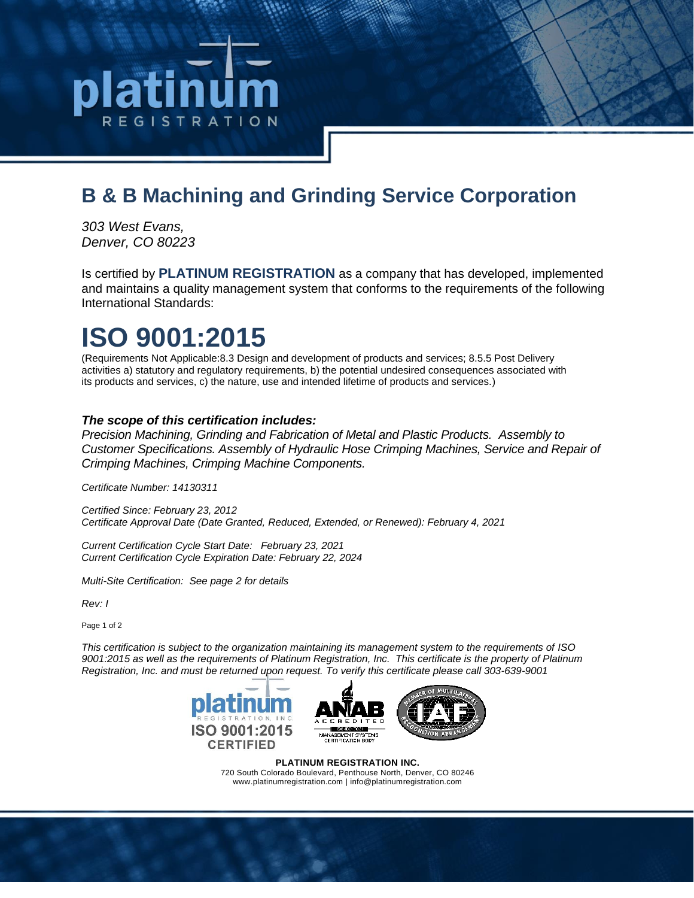# B & B Machining and Grinding Service Corporation

*303 West Evans,*
*Denver, CO 80223*

Is certified by **PLATINUM REGISTRATION** as a company that has developed, implemented and maintains a quality management system that conforms to the requirements of the following International Standards:

# ISO 9001:2015

(Requirements Not Applicable:8.3 Design and development of products and services; 8.5.5 Post Delivery activities a) statutory and regulatory requirements, b) the potential undesired consequences associated with its products and services, c) the nature, use and intended lifetime of products and services.)

***The scope of this certification includes:***
*Precision Machining, Grinding and Fabrication of Metal and Plastic Products. Assembly to Customer Specifications. Assembly of Hydraulic Hose Crimping Machines, Service and Repair of Crimping Machines, Crimping Machine Components.*

*Certificate Number: 14130311*

*Certified Since: February 23, 2012*
*Certificate Approval Date (Date Granted, Reduced, Extended, or Renewed): February 4, 2021*

*Current Certification Cycle Start Date: February 23, 2021*
*Current Certification Cycle Expiration Date: February 22, 2024*

*Multi-Site Certification: See page 2 for details*

*Rev: I*

*This certification is subject to the organization maintaining its management system to the requirements of ISO 9001:2015 as well as the requirements of Platinum Registration, Inc. This certificate is the property of Platinum Registration, Inc. and must be returned upon request. To verify this certificate please call 303-639-9001*

platinum REGISTRATION, INC. ISO 9001:2015 CERTIFIED

ANAB ACCREDITED ISO/IEC 17021 MANAGEMENT SYSTEMS CERTIFICATION BODY

IAF MEMBER OF MULTILATERAL RECOGNITION ARRANGEMENT

**PLATINUM REGISTRATION INC.**
720 South Colorado Boulevard, Penthouse North, Denver, CO 80246
www.platinumregistration.com | info@platinumregistration.com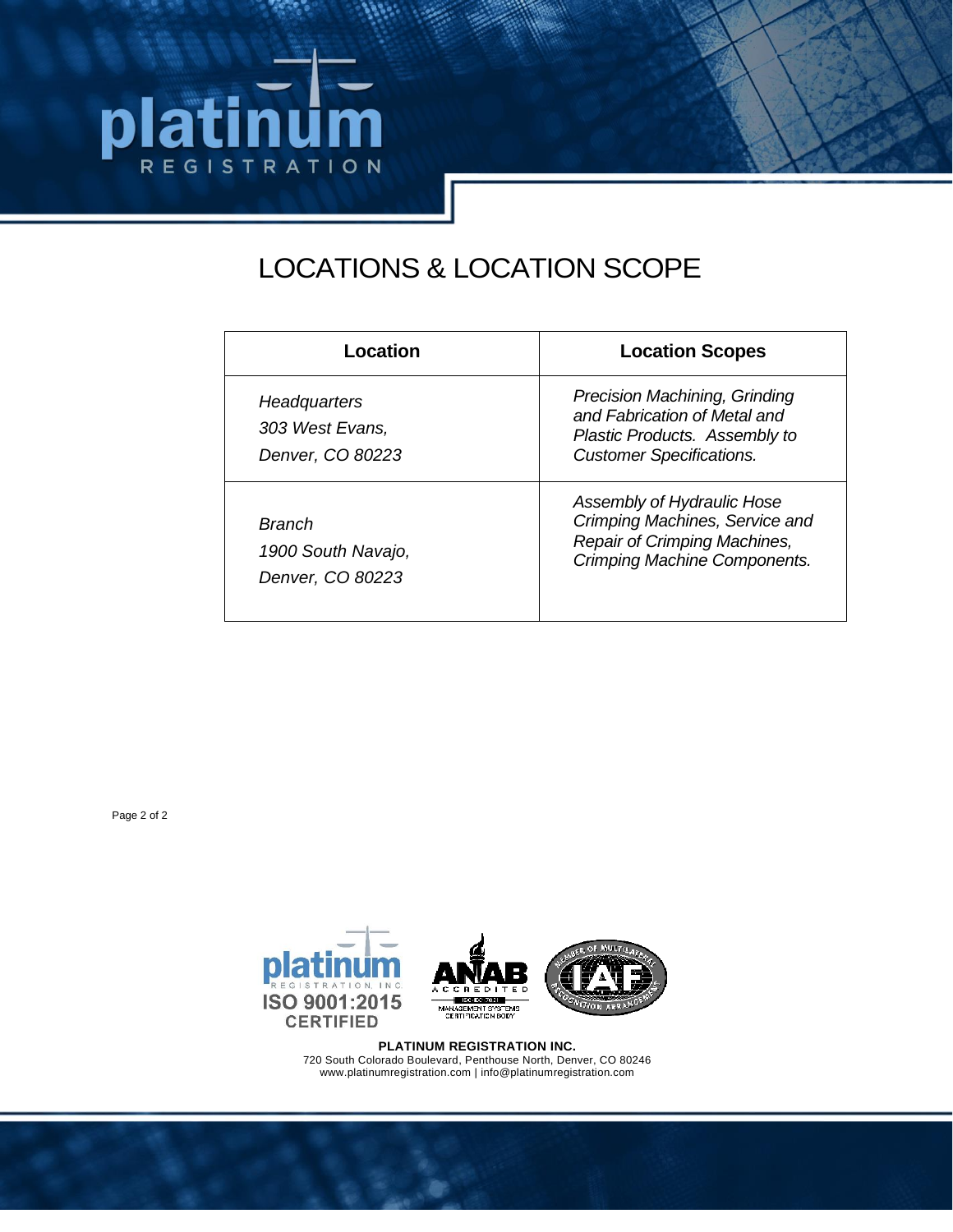# LOCATIONS & LOCATION SCOPE

| Location | Location Scopes |
|---|---|
| *Headquarters*<br>*303 West Evans,*<br>*Denver, CO 80223* | *Precision Machining, Grinding and Fabrication of Metal and Plastic Products. Assembly to Customer Specifications.* |
| *Branch*<br>*1900 South Navajo,*<br>*Denver, CO 80223* | *Assembly of Hydraulic Hose Crimping Machines, Service and Repair of Crimping Machines, Crimping Machine Components.* |

**PLATINUM REGISTRATION INC.**
720 South Colorado Boulevard, Penthouse North, Denver, CO 80246
www.platinumregistration.com | info@platinumregistration.com